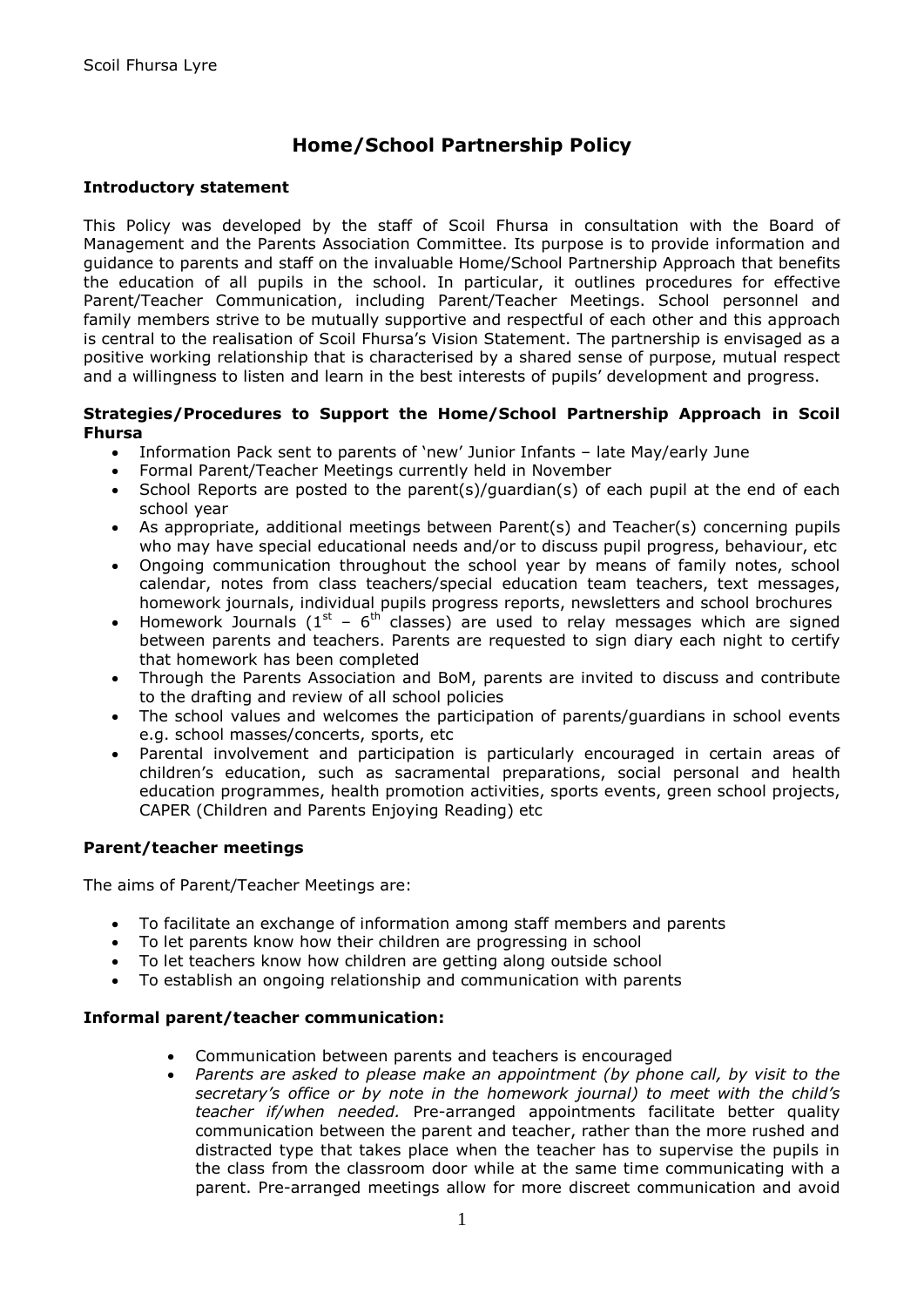# Home/School Partnership Policy

**Introductory statement**

This Policy was developed by the staff of Scoil Fhursa in consultation with the Board of Management and the Parents Association Committee. Its purpose is to provide information and guidance to parents and staff on the invaluable Home/School Partnership Approach that benefits the education of all pupils in the school. In particular, it outlines procedures for effective Parent/Teacher Communication, including Parent/Teacher Meetings. School personnel and family members strive to be mutually supportive and respectful of each other and this approach is central to the realisation of Scoil Fhursa's Vision Statement. The partnership is envisaged as a positive working relationship that is characterised by a shared sense of purpose, mutual respect and a willingness to listen and learn in the best interests of pupils' development and progress.

**Strategies/Procedures to Support the Home/School Partnership Approach in Scoil Fhursa**

- Information Pack sent to parents of 'new' Junior Infants – late May/early June
- Formal Parent/Teacher Meetings currently held in November
- School Reports are posted to the parent(s)/guardian(s) of each pupil at the end of each school year
- As appropriate, additional meetings between Parent(s) and Teacher(s) concerning pupils who may have special educational needs and/or to discuss pupil progress, behaviour, etc
- Ongoing communication throughout the school year by means of family notes, school calendar, notes from class teachers/special education team teachers, text messages, homework journals, individual pupils progress reports, newsletters and school brochures
- Homework Journals (1st – 6th classes) are used to relay messages which are signed between parents and teachers. Parents are requested to sign diary each night to certify that homework has been completed
- Through the Parents Association and BoM, parents are invited to discuss and contribute to the drafting and review of all school policies
- The school values and welcomes the participation of parents/guardians in school events e.g. school masses/concerts, sports, etc
- Parental involvement and participation is particularly encouraged in certain areas of children's education, such as sacramental preparations, social personal and health education programmes, health promotion activities, sports events, green school projects, CAPER (Children and Parents Enjoying Reading) etc

**Parent/teacher meetings**

The aims of Parent/Teacher Meetings are:

- To facilitate an exchange of information among staff members and parents
- To let parents know how their children are progressing in school
- To let teachers know how children are getting along outside school
- To establish an ongoing relationship and communication with parents

**Informal parent/teacher communication:**

- Communication between parents and teachers is encouraged
- *Parents are asked to please make an appointment (by phone call, by visit to the secretary's office or by note in the homework journal) to meet with the child's teacher if/when needed.* Pre-arranged appointments facilitate better quality communication between the parent and teacher, rather than the more rushed and distracted type that takes place when the teacher has to supervise the pupils in the class from the classroom door while at the same time communicating with a parent. Pre-arranged meetings allow for more discreet communication and avoid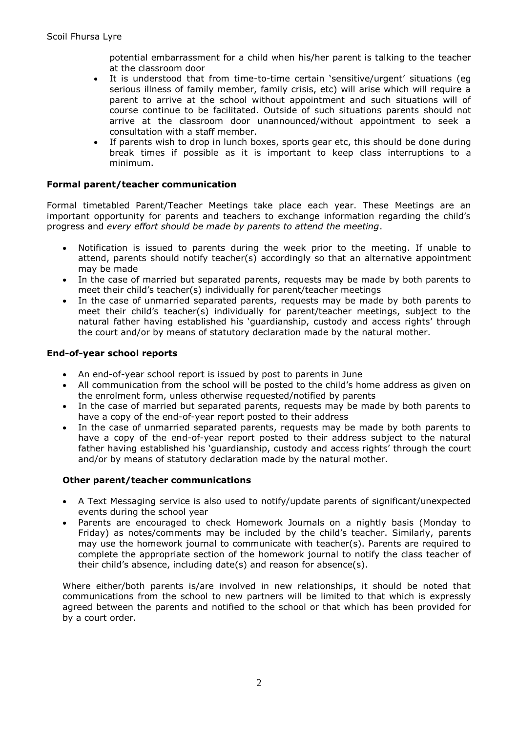potential embarrassment for a child when his/her parent is talking to the teacher at the classroom door

- It is understood that from time-to-time certain 'sensitive/urgent' situations (eg serious illness of family member, family crisis, etc) will arise which will require a parent to arrive at the school without appointment and such situations will of course continue to be facilitated. Outside of such situations parents should not arrive at the classroom door unannounced/without appointment to seek a consultation with a staff member.
- If parents wish to drop in lunch boxes, sports gear etc, this should be done during break times if possible as it is important to keep class interruptions to a minimum.

**Formal parent/teacher communication**

Formal timetabled Parent/Teacher Meetings take place each year. These Meetings are an important opportunity for parents and teachers to exchange information regarding the child's progress and *every effort should be made by parents to attend the meeting*.

- Notification is issued to parents during the week prior to the meeting. If unable to attend, parents should notify teacher(s) accordingly so that an alternative appointment may be made
- In the case of married but separated parents, requests may be made by both parents to meet their child's teacher(s) individually for parent/teacher meetings
- In the case of unmarried separated parents, requests may be made by both parents to meet their child's teacher(s) individually for parent/teacher meetings, subject to the natural father having established his 'guardianship, custody and access rights' through the court and/or by means of statutory declaration made by the natural mother.

**End-of-year school reports**

- An end-of-year school report is issued by post to parents in June
- All communication from the school will be posted to the child's home address as given on the enrolment form, unless otherwise requested/notified by parents
- In the case of married but separated parents, requests may be made by both parents to have a copy of the end-of-year report posted to their address
- In the case of unmarried separated parents, requests may be made by both parents to have a copy of the end-of-year report posted to their address subject to the natural father having established his 'guardianship, custody and access rights' through the court and/or by means of statutory declaration made by the natural mother.

**Other parent/teacher communications**

- A Text Messaging service is also used to notify/update parents of significant/unexpected events during the school year
- Parents are encouraged to check Homework Journals on a nightly basis (Monday to Friday) as notes/comments may be included by the child's teacher. Similarly, parents may use the homework journal to communicate with teacher(s). Parents are required to complete the appropriate section of the homework journal to notify the class teacher of their child's absence, including date(s) and reason for absence(s).

Where either/both parents is/are involved in new relationships, it should be noted that communications from the school to new partners will be limited to that which is expressly agreed between the parents and notified to the school or that which has been provided for by a court order.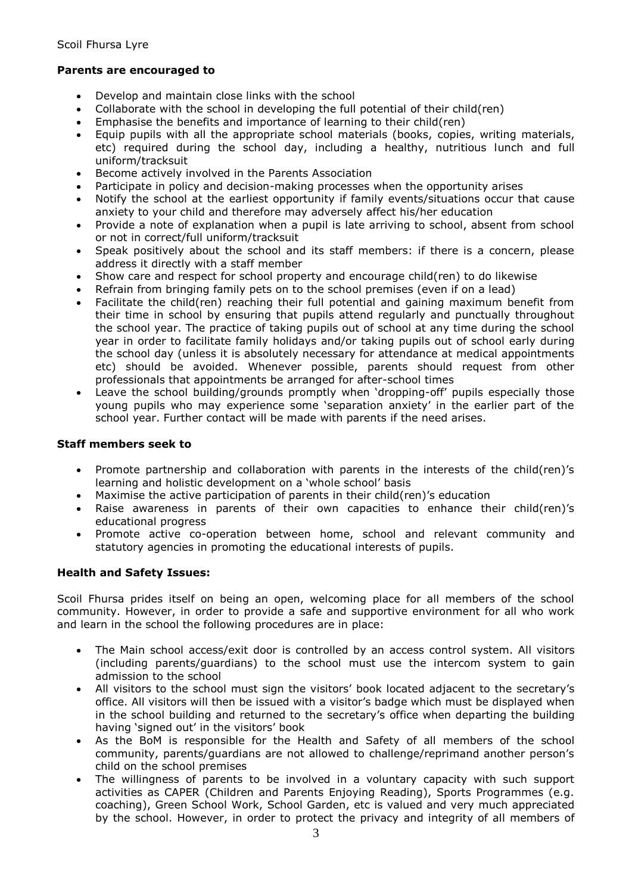**Parents are encouraged to**

- Develop and maintain close links with the school
- Collaborate with the school in developing the full potential of their child(ren)
- Emphasise the benefits and importance of learning to their child(ren)
- Equip pupils with all the appropriate school materials (books, copies, writing materials, etc) required during the school day, including a healthy, nutritious lunch and full uniform/tracksuit
- Become actively involved in the Parents Association
- Participate in policy and decision-making processes when the opportunity arises
- Notify the school at the earliest opportunity if family events/situations occur that cause anxiety to your child and therefore may adversely affect his/her education
- Provide a note of explanation when a pupil is late arriving to school, absent from school or not in correct/full uniform/tracksuit
- Speak positively about the school and its staff members: if there is a concern, please address it directly with a staff member
- Show care and respect for school property and encourage child(ren) to do likewise
- Refrain from bringing family pets on to the school premises (even if on a lead)
- Facilitate the child(ren) reaching their full potential and gaining maximum benefit from their time in school by ensuring that pupils attend regularly and punctually throughout the school year. The practice of taking pupils out of school at any time during the school year in order to facilitate family holidays and/or taking pupils out of school early during the school day (unless it is absolutely necessary for attendance at medical appointments etc) should be avoided. Whenever possible, parents should request from other professionals that appointments be arranged for after-school times
- Leave the school building/grounds promptly when 'dropping-off' pupils especially those young pupils who may experience some 'separation anxiety' in the earlier part of the school year. Further contact will be made with parents if the need arises.

**Staff members seek to**

- Promote partnership and collaboration with parents in the interests of the child(ren)'s learning and holistic development on a 'whole school' basis
- Maximise the active participation of parents in their child(ren)'s education
- Raise awareness in parents of their own capacities to enhance their child(ren)'s educational progress
- Promote active co-operation between home, school and relevant community and statutory agencies in promoting the educational interests of pupils.

**Health and Safety Issues:**

Scoil Fhursa prides itself on being an open, welcoming place for all members of the school community. However, in order to provide a safe and supportive environment for all who work and learn in the school the following procedures are in place:

- The Main school access/exit door is controlled by an access control system. All visitors (including parents/guardians) to the school must use the intercom system to gain admission to the school
- All visitors to the school must sign the visitors' book located adjacent to the secretary's office. All visitors will then be issued with a visitor's badge which must be displayed when in the school building and returned to the secretary's office when departing the building having 'signed out' in the visitors' book
- As the BoM is responsible for the Health and Safety of all members of the school community, parents/guardians are not allowed to challenge/reprimand another person's child on the school premises
- The willingness of parents to be involved in a voluntary capacity with such support activities as CAPER (Children and Parents Enjoying Reading), Sports Programmes (e.g. coaching), Green School Work, School Garden, etc is valued and very much appreciated by the school. However, in order to protect the privacy and integrity of all members of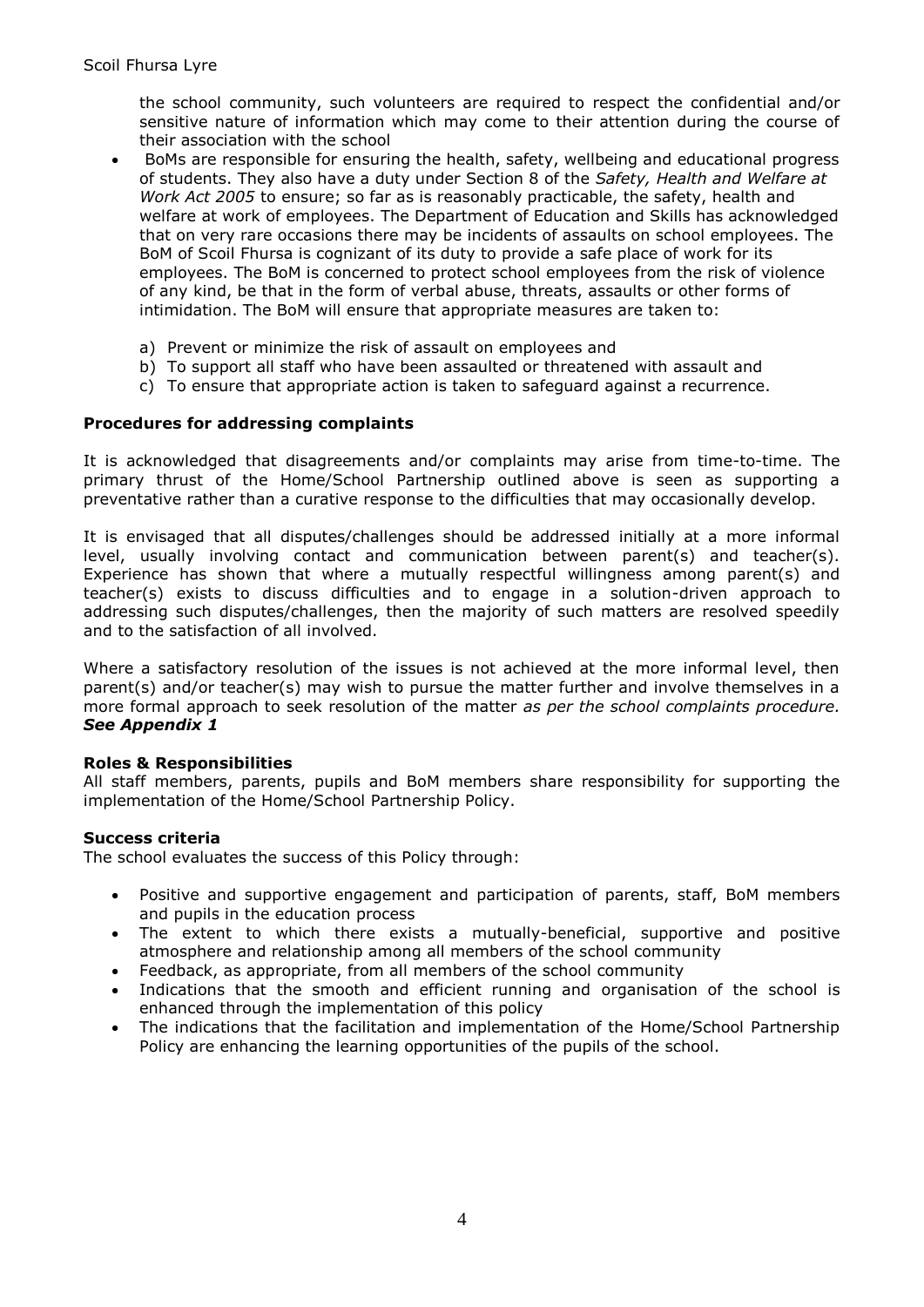the school community, such volunteers are required to respect the confidential and/or sensitive nature of information which may come to their attention during the course of their association with the school

- BoMs are responsible for ensuring the health, safety, wellbeing and educational progress of students. They also have a duty under Section 8 of the *Safety, Health and Welfare at Work Act 2005* to ensure; so far as is reasonably practicable, the safety, health and welfare at work of employees. The Department of Education and Skills has acknowledged that on very rare occasions there may be incidents of assaults on school employees. The BoM of Scoil Fhursa is cognizant of its duty to provide a safe place of work for its employees. The BoM is concerned to protect school employees from the risk of violence of any kind, be that in the form of verbal abuse, threats, assaults or other forms of intimidation. The BoM will ensure that appropriate measures are taken to:

  a) Prevent or minimize the risk of assault on employees and
  b) To support all staff who have been assaulted or threatened with assault and
  c) To ensure that appropriate action is taken to safeguard against a recurrence.

**Procedures for addressing complaints**

It is acknowledged that disagreements and/or complaints may arise from time-to-time. The primary thrust of the Home/School Partnership outlined above is seen as supporting a preventative rather than a curative response to the difficulties that may occasionally develop.

It is envisaged that all disputes/challenges should be addressed initially at a more informal level, usually involving contact and communication between parent(s) and teacher(s). Experience has shown that where a mutually respectful willingness among parent(s) and teacher(s) exists to discuss difficulties and to engage in a solution-driven approach to addressing such disputes/challenges, then the majority of such matters are resolved speedily and to the satisfaction of all involved.

Where a satisfactory resolution of the issues is not achieved at the more informal level, then parent(s) and/or teacher(s) may wish to pursue the matter further and involve themselves in a more formal approach to seek resolution of the matter *as per the school complaints procedure.* ***See Appendix 1***

**Roles & Responsibilities**

All staff members, parents, pupils and BoM members share responsibility for supporting the implementation of the Home/School Partnership Policy.

**Success criteria**

The school evaluates the success of this Policy through:

- Positive and supportive engagement and participation of parents, staff, BoM members and pupils in the education process
- The extent to which there exists a mutually-beneficial, supportive and positive atmosphere and relationship among all members of the school community
- Feedback, as appropriate, from all members of the school community
- Indications that the smooth and efficient running and organisation of the school is enhanced through the implementation of this policy
- The indications that the facilitation and implementation of the Home/School Partnership Policy are enhancing the learning opportunities of the pupils of the school.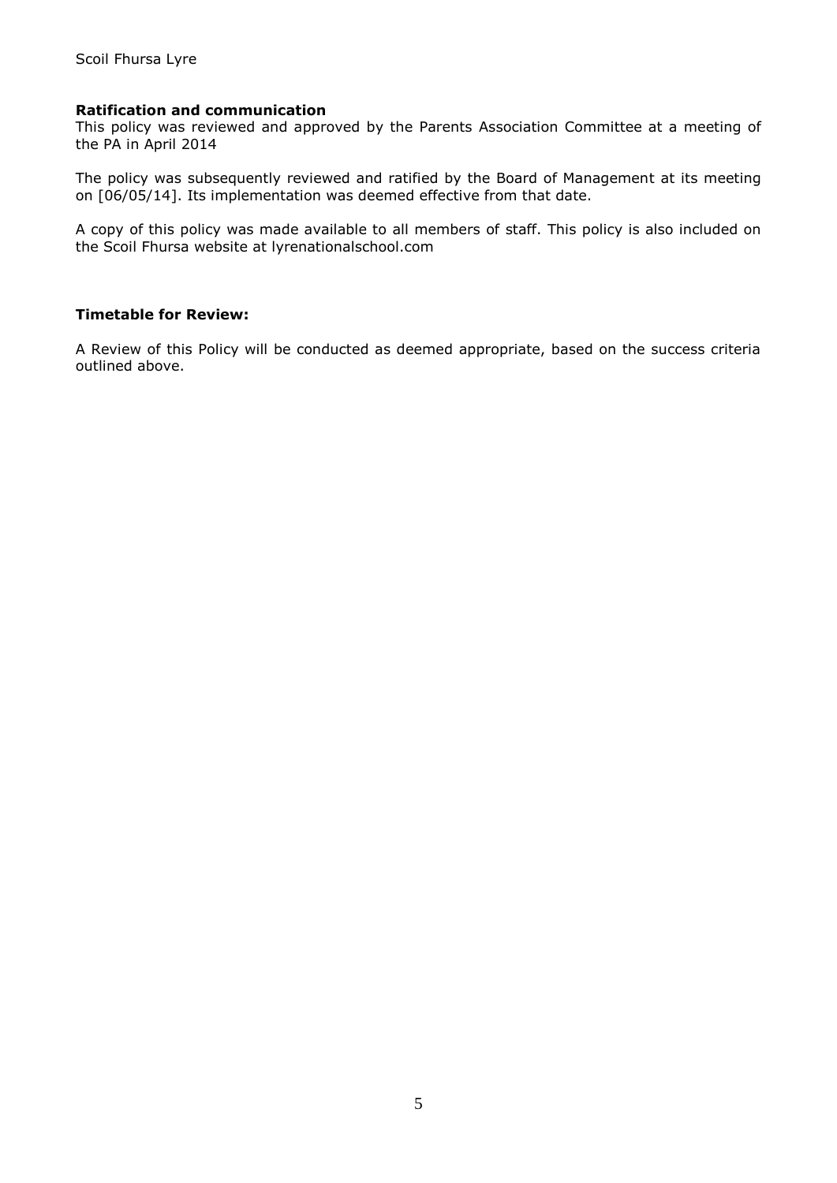**Ratification and communication**

This policy was reviewed and approved by the Parents Association Committee at a meeting of the PA in April 2014

The policy was subsequently reviewed and ratified by the Board of Management at its meeting on [06/05/14]. Its implementation was deemed effective from that date.

A copy of this policy was made available to all members of staff. This policy is also included on the Scoil Fhursa website at lyrenationalschool.com

**Timetable for Review:**

A Review of this Policy will be conducted as deemed appropriate, based on the success criteria outlined above.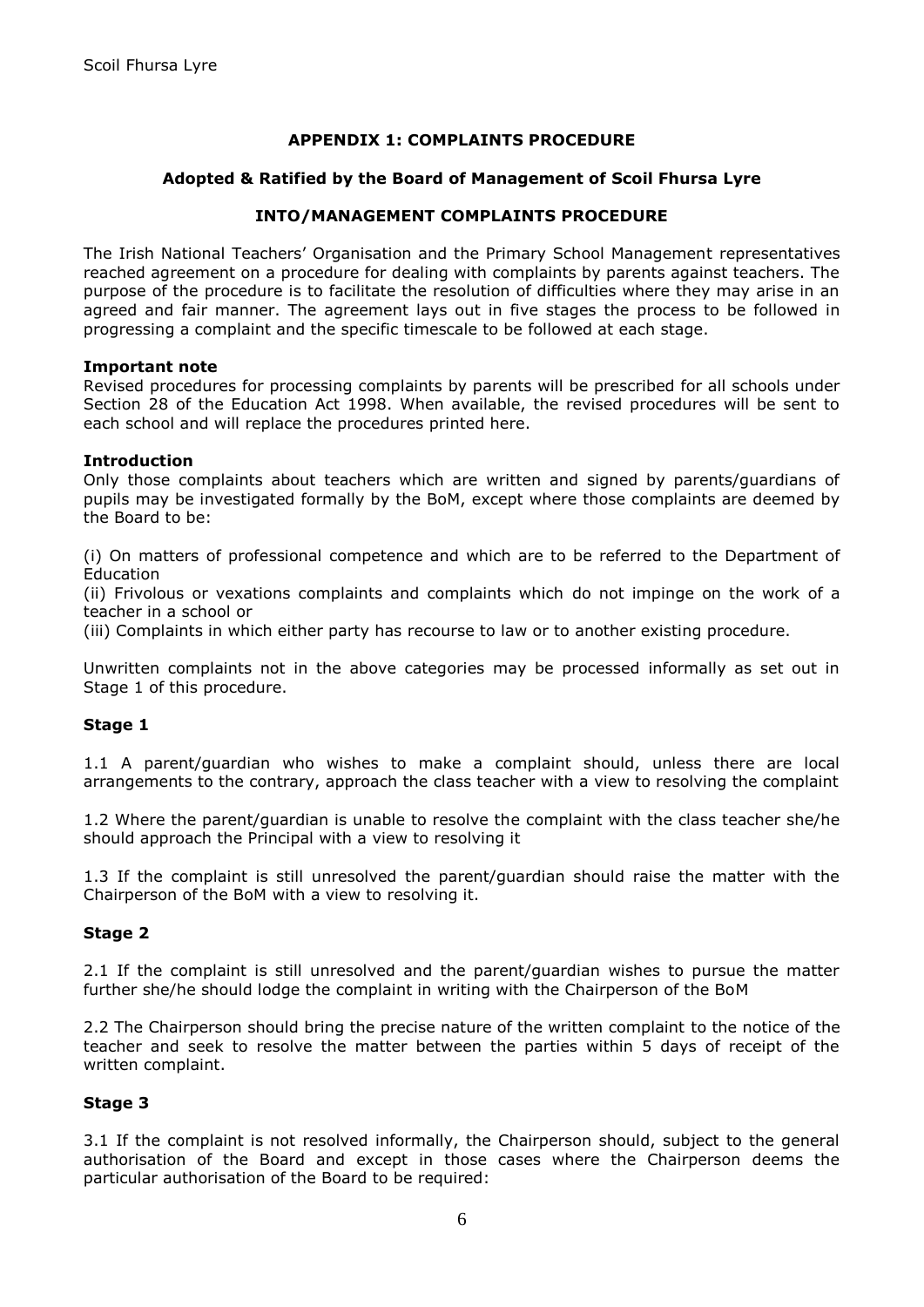## APPENDIX 1: COMPLAINTS PROCEDURE

### Adopted & Ratified by the Board of Management of Scoil Fhursa Lyre

### INTO/MANAGEMENT COMPLAINTS PROCEDURE

The Irish National Teachers' Organisation and the Primary School Management representatives reached agreement on a procedure for dealing with complaints by parents against teachers. The purpose of the procedure is to facilitate the resolution of difficulties where they may arise in an agreed and fair manner. The agreement lays out in five stages the process to be followed in progressing a complaint and the specific timescale to be followed at each stage.

**Important note**
Revised procedures for processing complaints by parents will be prescribed for all schools under Section 28 of the Education Act 1998. When available, the revised procedures will be sent to each school and will replace the procedures printed here.

**Introduction**
Only those complaints about teachers which are written and signed by parents/guardians of pupils may be investigated formally by the BoM, except where those complaints are deemed by the Board to be:

(i) On matters of professional competence and which are to be referred to the Department of Education
(ii) Frivolous or vexations complaints and complaints which do not impinge on the work of a teacher in a school or
(iii) Complaints in which either party has recourse to law or to another existing procedure.

Unwritten complaints not in the above categories may be processed informally as set out in Stage 1 of this procedure.

**Stage 1**

1.1 A parent/guardian who wishes to make a complaint should, unless there are local arrangements to the contrary, approach the class teacher with a view to resolving the complaint

1.2 Where the parent/guardian is unable to resolve the complaint with the class teacher she/he should approach the Principal with a view to resolving it

1.3 If the complaint is still unresolved the parent/guardian should raise the matter with the Chairperson of the BoM with a view to resolving it.

**Stage 2**

2.1 If the complaint is still unresolved and the parent/guardian wishes to pursue the matter further she/he should lodge the complaint in writing with the Chairperson of the BoM

2.2 The Chairperson should bring the precise nature of the written complaint to the notice of the teacher and seek to resolve the matter between the parties within 5 days of receipt of the written complaint.

**Stage 3**

3.1 If the complaint is not resolved informally, the Chairperson should, subject to the general authorisation of the Board and except in those cases where the Chairperson deems the particular authorisation of the Board to be required: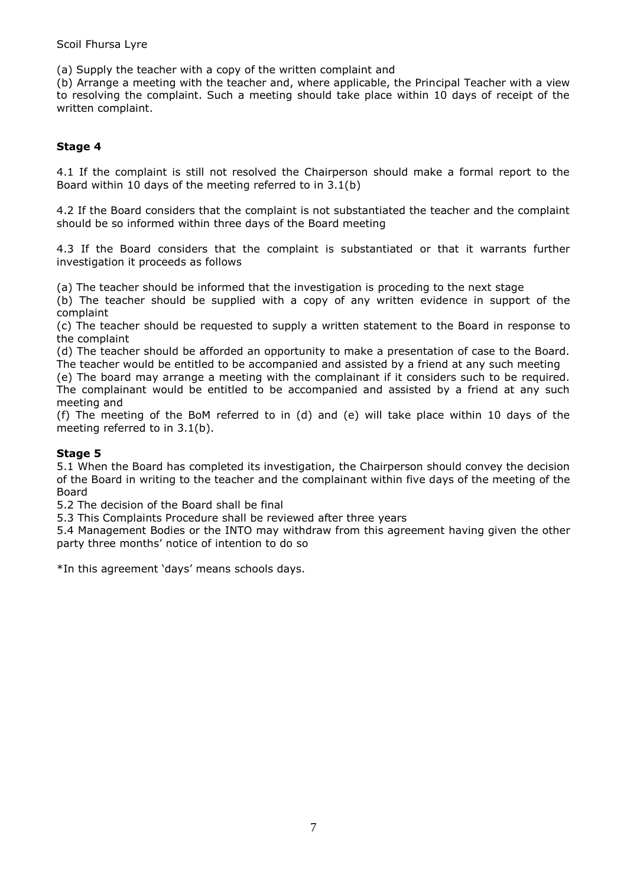(a) Supply the teacher with a copy of the written complaint and

(b) Arrange a meeting with the teacher and, where applicable, the Principal Teacher with a view to resolving the complaint. Such a meeting should take place within 10 days of receipt of the written complaint.

**Stage 4**

4.1 If the complaint is still not resolved the Chairperson should make a formal report to the Board within 10 days of the meeting referred to in 3.1(b)

4.2 If the Board considers that the complaint is not substantiated the teacher and the complaint should be so informed within three days of the Board meeting

4.3 If the Board considers that the complaint is substantiated or that it warrants further investigation it proceeds as follows

(a) The teacher should be informed that the investigation is proceding to the next stage

(b) The teacher should be supplied with a copy of any written evidence in support of the complaint

(c) The teacher should be requested to supply a written statement to the Board in response to the complaint

(d) The teacher should be afforded an opportunity to make a presentation of case to the Board. The teacher would be entitled to be accompanied and assisted by a friend at any such meeting

(e) The board may arrange a meeting with the complainant if it considers such to be required. The complainant would be entitled to be accompanied and assisted by a friend at any such meeting and

(f) The meeting of the BoM referred to in (d) and (e) will take place within 10 days of the meeting referred to in 3.1(b).

**Stage 5**

5.1 When the Board has completed its investigation, the Chairperson should convey the decision of the Board in writing to the teacher and the complainant within five days of the meeting of the Board

5.2 The decision of the Board shall be final

5.3 This Complaints Procedure shall be reviewed after three years

5.4 Management Bodies or the INTO may withdraw from this agreement having given the other party three months' notice of intention to do so

*In this agreement 'days' means schools days.